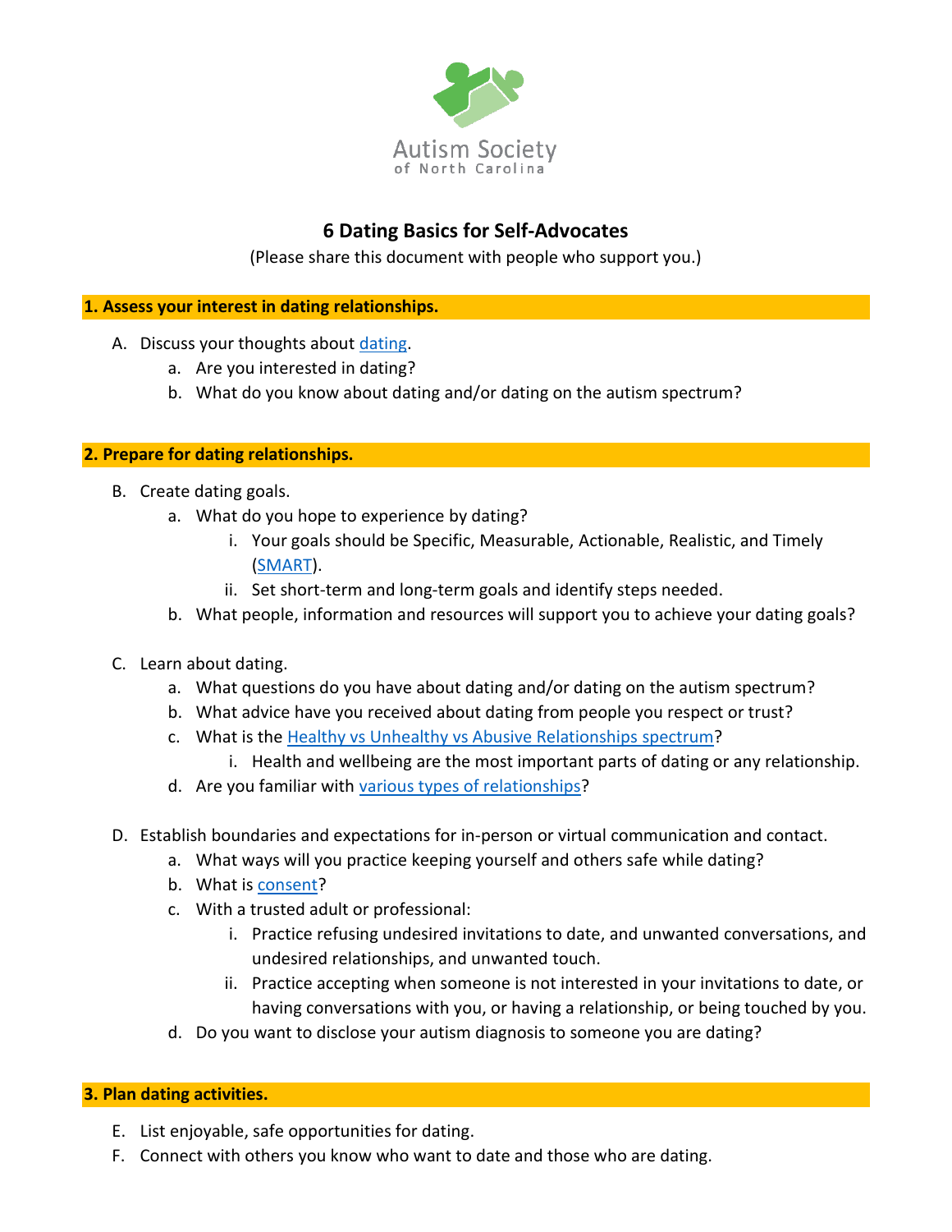Autism Society
of North Carolina

# 6 Dating Basics for Self-Advocates

(Please share this document with people who support you.)

## 1. Assess your interest in dating relationships.

A. Discuss your thoughts about dating.
   - a. Are you interested in dating?
   - b. What do you know about dating and/or dating on the autism spectrum?

## 2. Prepare for dating relationships.

B. Create dating goals.
   - a. What do you hope to experience by dating?
      - i. Your goals should be Specific, Measurable, Actionable, Realistic, and Timely (SMART).
      - ii. Set short-term and long-term goals and identify steps needed.
   - b. What people, information and resources will support you to achieve your dating goals?

C. Learn about dating.
   - a. What questions do you have about dating and/or dating on the autism spectrum?
   - b. What advice have you received about dating from people you respect or trust?
   - c. What is the Healthy vs Unhealthy vs Abusive Relationships spectrum?
      - i. Health and wellbeing are the most important parts of dating or any relationship.
   - d. Are you familiar with various types of relationships?

D. Establish boundaries and expectations for in-person or virtual communication and contact.
   - a. What ways will you practice keeping yourself and others safe while dating?
   - b. What is consent?
   - c. With a trusted adult or professional:
      - i. Practice refusing undesired invitations to date, and unwanted conversations, and undesired relationships, and unwanted touch.
      - ii. Practice accepting when someone is not interested in your invitations to date, or having conversations with you, or having a relationship, or being touched by you.
   - d. Do you want to disclose your autism diagnosis to someone you are dating?

## 3. Plan dating activities.

E. List enjoyable, safe opportunities for dating.

F. Connect with others you know who want to date and those who are dating.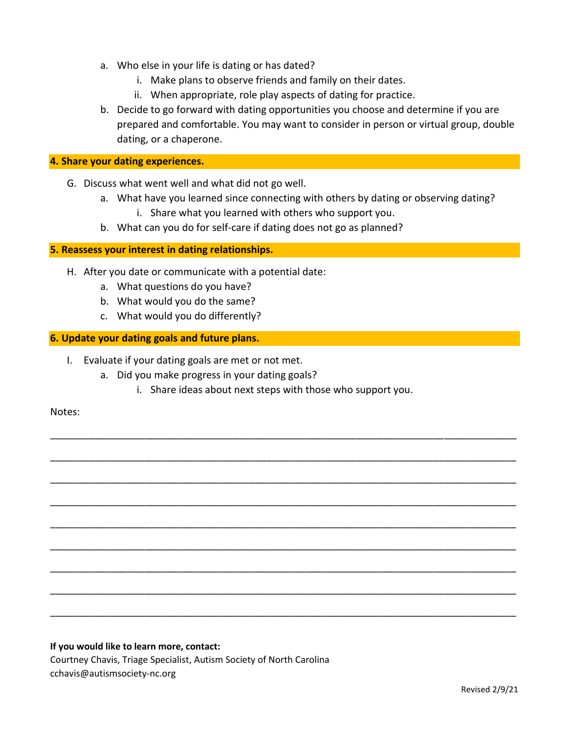a. Who else in your life is dating or has dated?
      i. Make plans to observe friends and family on their dates.
      ii. When appropriate, role play aspects of dating for practice.
   b. Decide to go forward with dating opportunities you choose and determine if you are prepared and comfortable. You may want to consider in person or virtual group, double dating, or a chaperone.

**4. Share your dating experiences.**

G. Discuss what went well and what did not go well.
   a. What have you learned since connecting with others by dating or observing dating?
      i. Share what you learned with others who support you.
   b. What can you do for self-care if dating does not go as planned?

**5. Reassess your interest in dating relationships.**

H. After you date or communicate with a potential date:
   a. What questions do you have?
   b. What would you do the same?
   c. What would you do differently?

**6. Update your dating goals and future plans.**

I. Evaluate if your dating goals are met or not met.
   a. Did you make progress in your dating goals?
      i. Share ideas about next steps with those who support you.

Notes:

______________________________________________________________________________

______________________________________________________________________________

______________________________________________________________________________

______________________________________________________________________________

______________________________________________________________________________

______________________________________________________________________________

______________________________________________________________________________

______________________________________________________________________________

______________________________________________________________________________

**If you would like to learn more, contact:**
Courtney Chavis, Triage Specialist, Autism Society of North Carolina
cchavis@autismsociety-nc.org

Revised 2/9/21